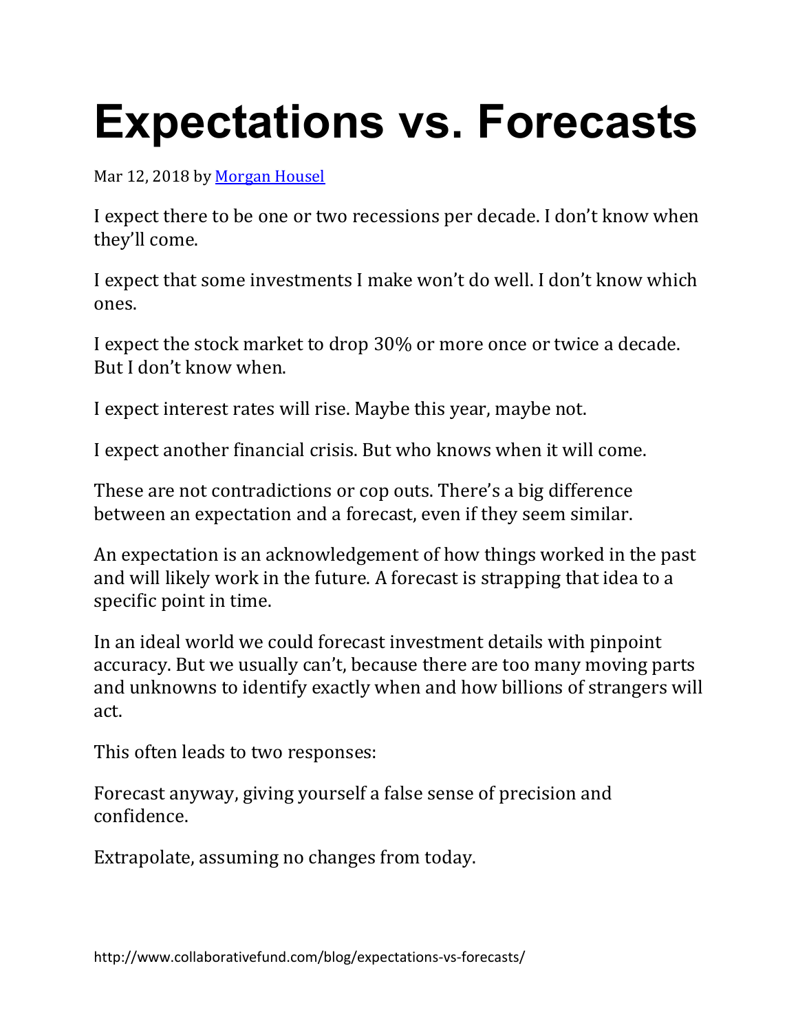# Expectations vs. Forecasts

Mar 12, 2018 by [Morgan Housel]

I expect there to be one or two recessions per decade. I don't know when they'll come.

I expect that some investments I make won't do well. I don't know which ones.

I expect the stock market to drop 30% or more once or twice a decade. But I don't know when.

I expect interest rates will rise. Maybe this year, maybe not.

I expect another financial crisis. But who knows when it will come.

These are not contradictions or cop outs. There's a big difference between an expectation and a forecast, even if they seem similar.

An expectation is an acknowledgement of how things worked in the past and will likely work in the future. A forecast is strapping that idea to a specific point in time.

In an ideal world we could forecast investment details with pinpoint accuracy. But we usually can't, because there are too many moving parts and unknowns to identify exactly when and how billions of strangers will act.

This often leads to two responses:

Forecast anyway, giving yourself a false sense of precision and confidence.

Extrapolate, assuming no changes from today.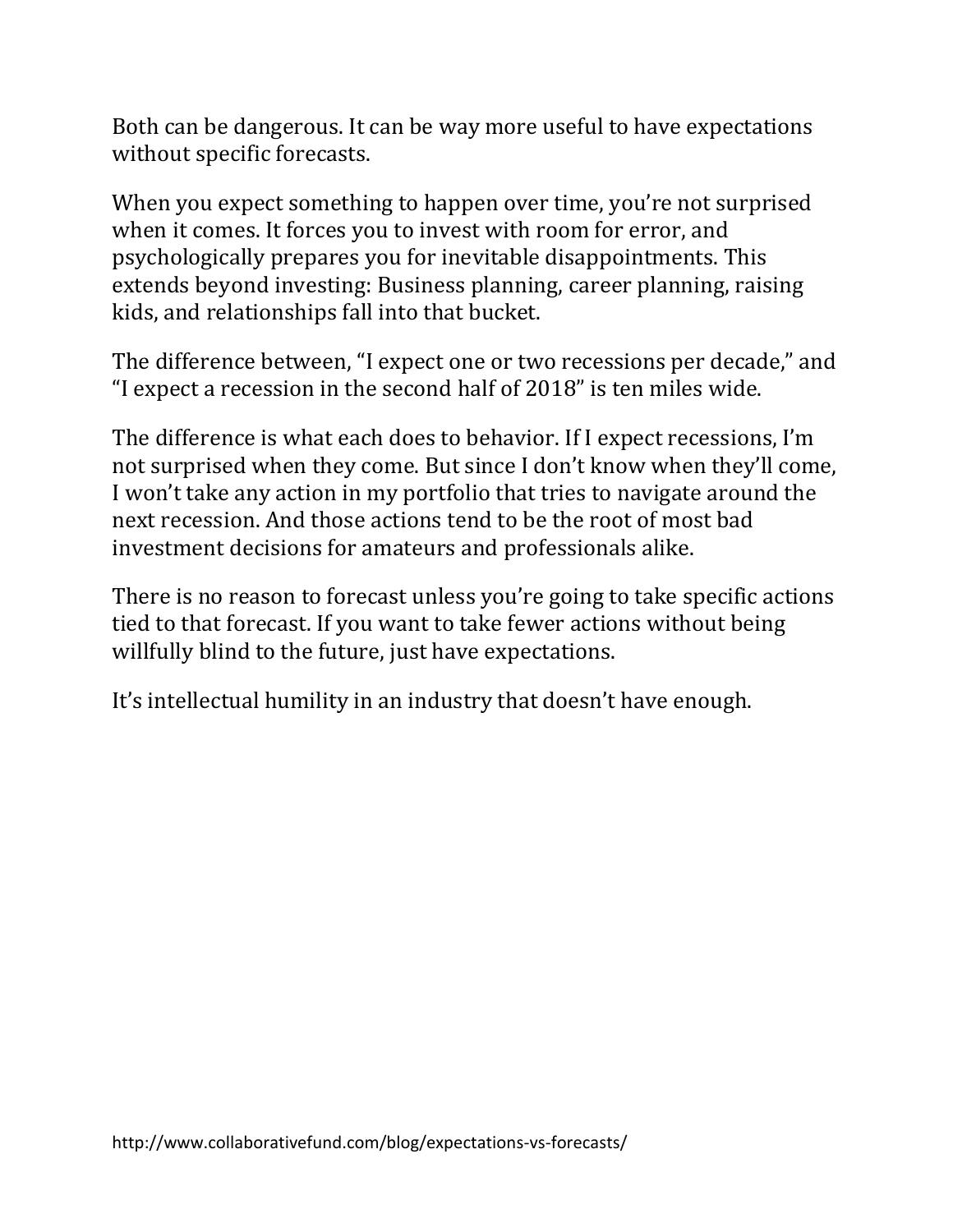Both can be dangerous. It can be way more useful to have expectations without specific forecasts.

When you expect something to happen over time, you're not surprised when it comes. It forces you to invest with room for error, and psychologically prepares you for inevitable disappointments. This extends beyond investing: Business planning, career planning, raising kids, and relationships fall into that bucket.

The difference between, "I expect one or two recessions per decade," and "I expect a recession in the second half of 2018" is ten miles wide.

The difference is what each does to behavior. If I expect recessions, I'm not surprised when they come. But since I don't know when they'll come, I won't take any action in my portfolio that tries to navigate around the next recession. And those actions tend to be the root of most bad investment decisions for amateurs and professionals alike.

There is no reason to forecast unless you're going to take specific actions tied to that forecast. If you want to take fewer actions without being willfully blind to the future, just have expectations.

It's intellectual humility in an industry that doesn't have enough.

http://www.collaborativefund.com/blog/expectations-vs-forecasts/